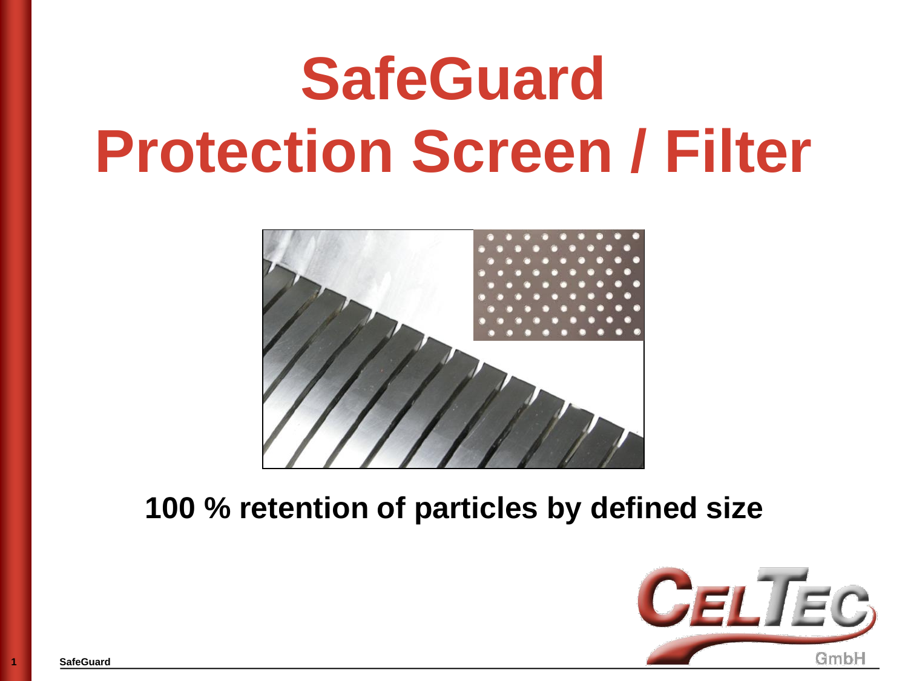# SafeGuard
# Protection Screen / Filter

**100 % retention of particles by defined size**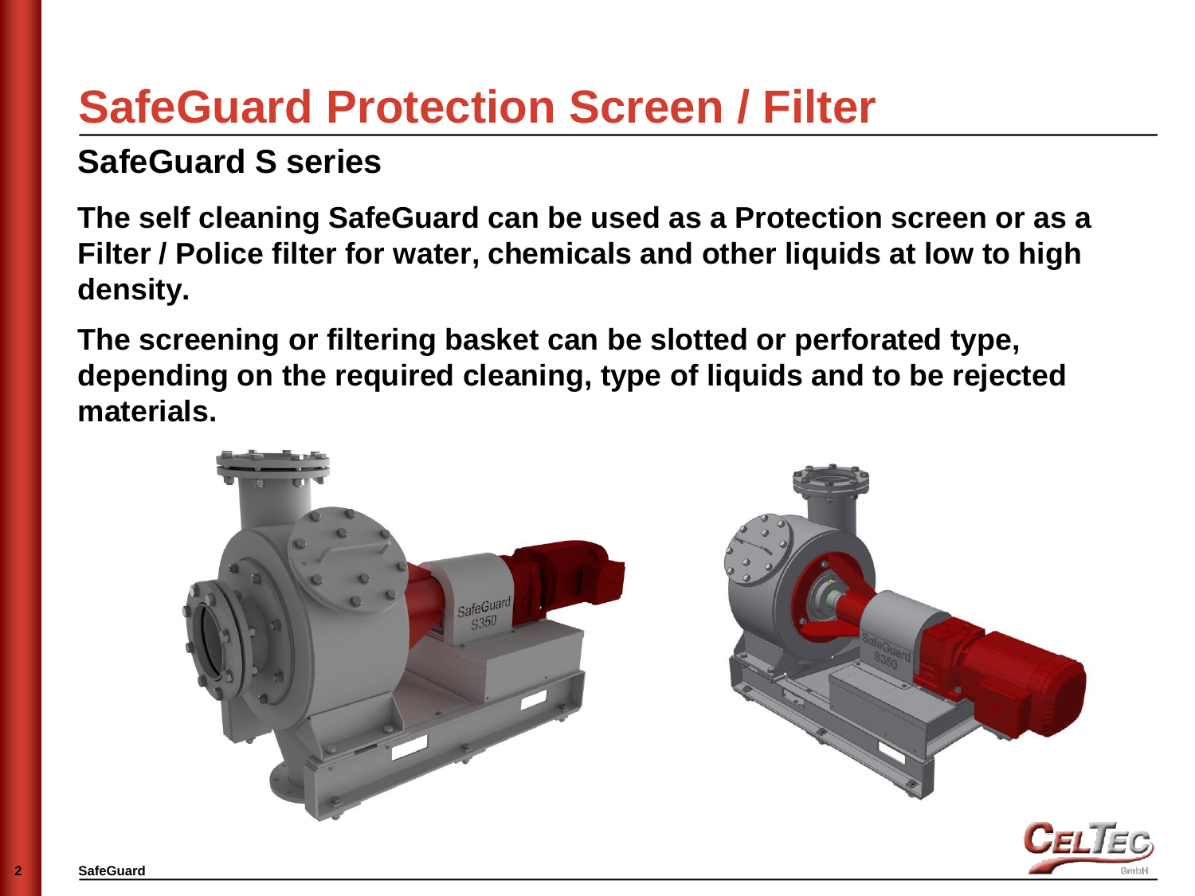# SafeGuard Protection Screen / Filter

## SafeGuard S series

**The self cleaning SafeGuard can be used as a Protection screen or as a Filter / Police filter for water, chemicals and other liquids at low to high density.**

**The screening or filtering basket can be slotted or perforated type, depending on the required cleaning, type of liquids and to be rejected materials.**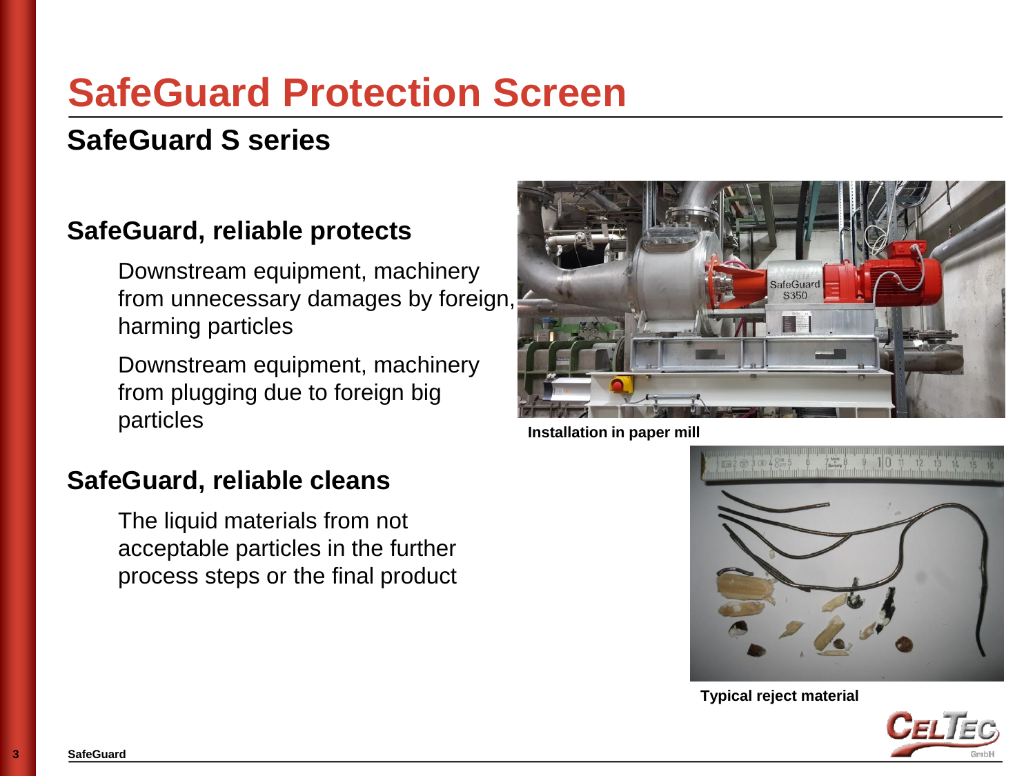# SafeGuard Protection Screen

## SafeGuard S series

### SafeGuard, reliable protects

Downstream equipment, machinery from unnecessary damages by foreign, harming particles

Downstream equipment, machinery from plugging due to foreign big particles

### SafeGuard, reliable cleans

The liquid materials from not acceptable particles in the further process steps or the final product

**Installation in paper mill**

**Typical reject material**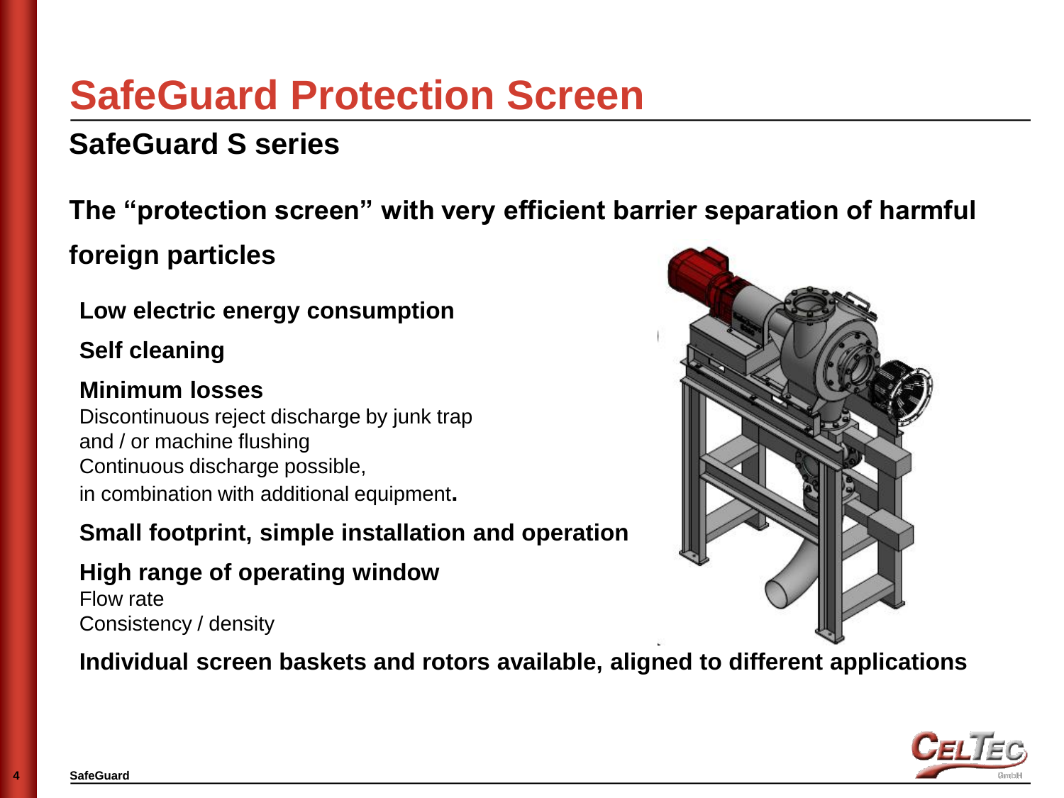# SafeGuard Protection Screen

## SafeGuard S series

**The “protection screen” with very efficient barrier separation of harmful foreign particles**

**Low electric energy consumption**

**Self cleaning**

**Minimum losses**
Discontinuous reject discharge by junk trap
and / or machine flushing
Continuous discharge possible,
in combination with additional equipment**.**

**Small footprint, simple installation and operation**

**High range of operating window**
Flow rate
Consistency / density

**Individual screen baskets and rotors available, aligned to different applications**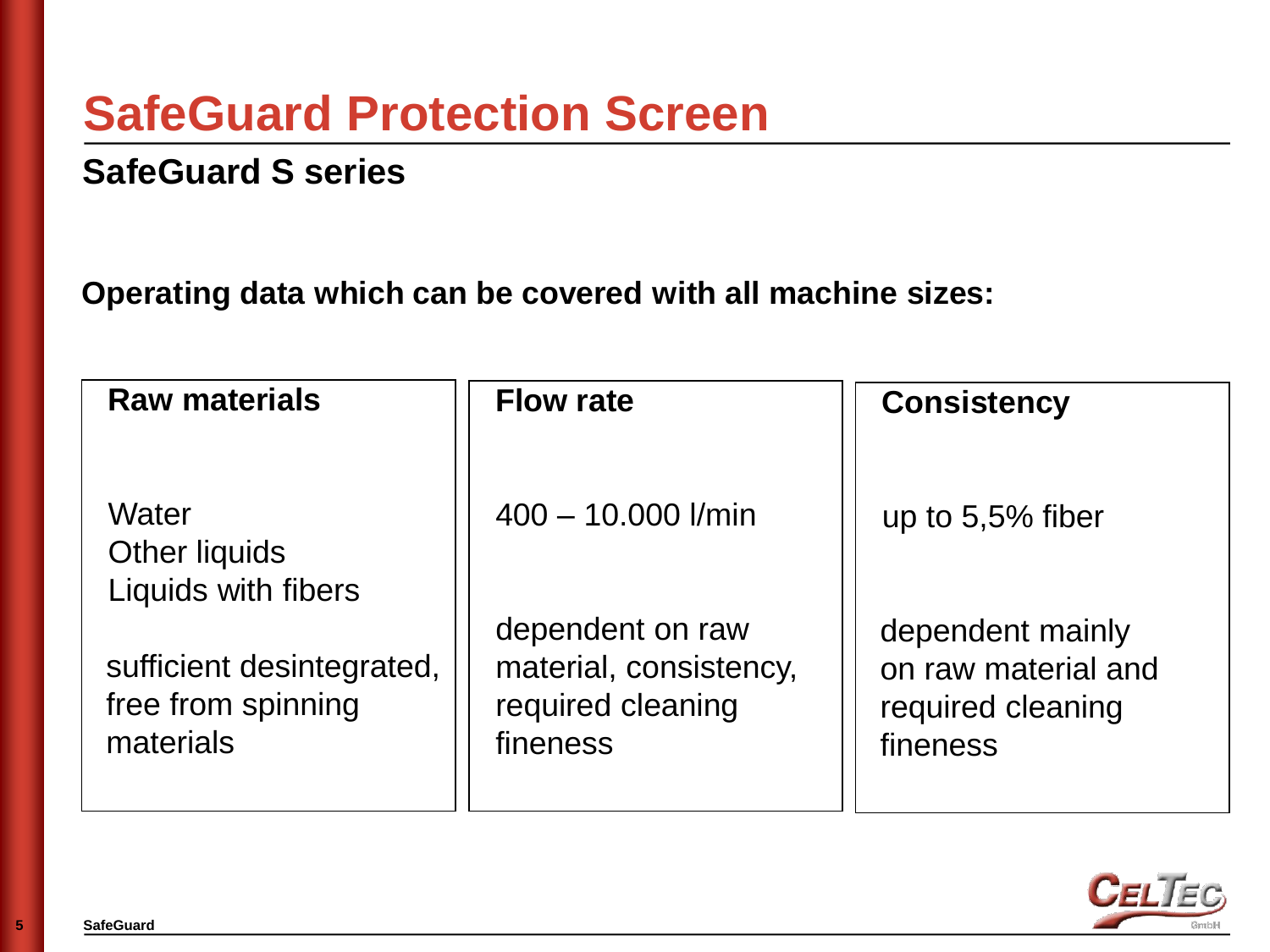# SafeGuard Protection Screen

## SafeGuard S series

**Operating data which can be covered with all machine sizes:**

| Raw materials | Flow rate | Consistency |
|---|---|---|
| Water<br>Other liquids<br>Liquids with fibers<br><br>sufficient desintegrated, free from spinning materials | 400 – 10.000 l/min<br><br>dependent on raw material, consistency, required cleaning fineness | up to 5,5% fiber<br><br>dependent mainly on raw material and required cleaning fineness |